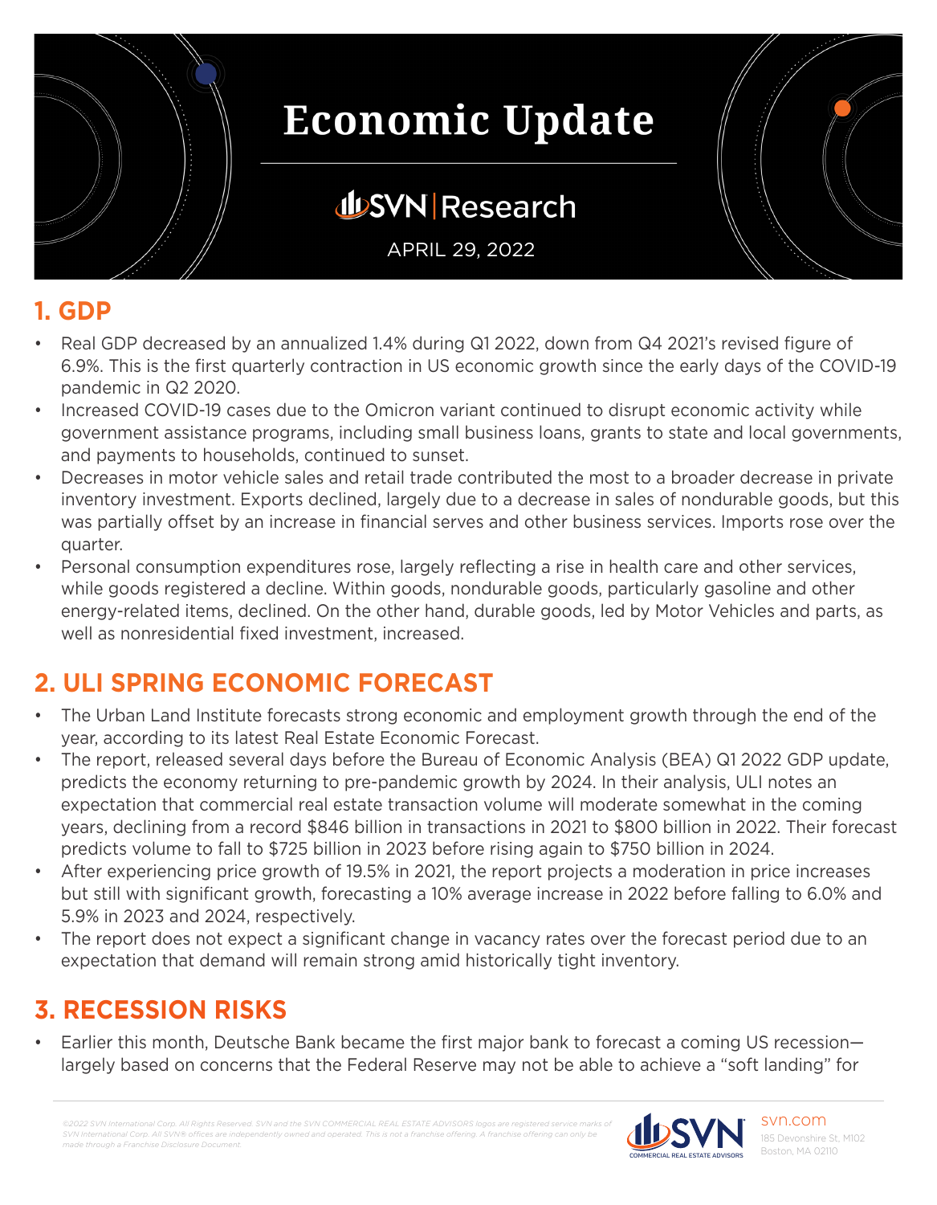# Economic Update

SVN | Research

APRIL 29, 2022

## 1. GDP

- Real GDP decreased by an annualized 1.4% during Q1 2022, down from Q4 2021's revised figure of 6.9%. This is the first quarterly contraction in US economic growth since the early days of the COVID-19 pandemic in Q2 2020.
- Increased COVID-19 cases due to the Omicron variant continued to disrupt economic activity while government assistance programs, including small business loans, grants to state and local governments, and payments to households, continued to sunset.
- Decreases in motor vehicle sales and retail trade contributed the most to a broader decrease in private inventory investment. Exports declined, largely due to a decrease in sales of nondurable goods, but this was partially offset by an increase in financial serves and other business services. Imports rose over the quarter.
- Personal consumption expenditures rose, largely reflecting a rise in health care and other services, while goods registered a decline. Within goods, nondurable goods, particularly gasoline and other energy-related items, declined. On the other hand, durable goods, led by Motor Vehicles and parts, as well as nonresidential fixed investment, increased.

## 2. ULI SPRING ECONOMIC FORECAST

- The Urban Land Institute forecasts strong economic and employment growth through the end of the year, according to its latest Real Estate Economic Forecast.
- The report, released several days before the Bureau of Economic Analysis (BEA) Q1 2022 GDP update, predicts the economy returning to pre-pandemic growth by 2024. In their analysis, ULI notes an expectation that commercial real estate transaction volume will moderate somewhat in the coming years, declining from a record $846 billion in transactions in 2021 to $800 billion in 2022. Their forecast predicts volume to fall to $725 billion in 2023 before rising again to $750 billion in 2024.
- After experiencing price growth of 19.5% in 2021, the report projects a moderation in price increases but still with significant growth, forecasting a 10% average increase in 2022 before falling to 6.0% and 5.9% in 2023 and 2024, respectively.
- The report does not expect a significant change in vacancy rates over the forecast period due to an expectation that demand will remain strong amid historically tight inventory.

## 3. RECESSION RISKS

- Earlier this month, Deutsche Bank became the first major bank to forecast a coming US recession—largely based on concerns that the Federal Reserve may not be able to achieve a "soft landing" for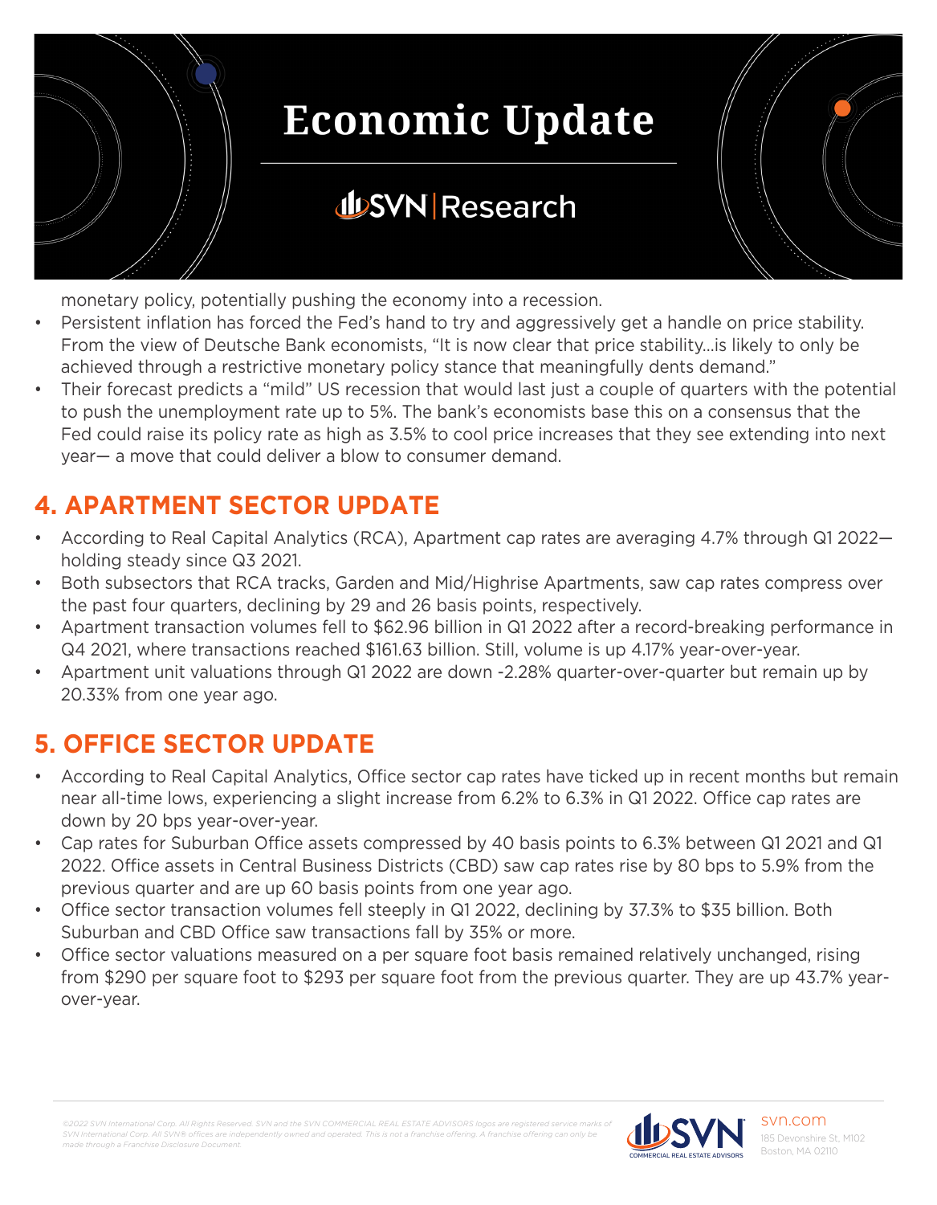monetary policy, potentially pushing the economy into a recession.

- Persistent inflation has forced the Fed's hand to try and aggressively get a handle on price stability. From the view of Deutsche Bank economists, "It is now clear that price stability…is likely to only be achieved through a restrictive monetary policy stance that meaningfully dents demand."
- Their forecast predicts a "mild" US recession that would last just a couple of quarters with the potential to push the unemployment rate up to 5%. The bank's economists base this on a consensus that the Fed could raise its policy rate as high as 3.5% to cool price increases that they see extending into next year— a move that could deliver a blow to consumer demand.

## 4. APARTMENT SECTOR UPDATE

- According to Real Capital Analytics (RCA), Apartment cap rates are averaging 4.7% through Q1 2022—holding steady since Q3 2021.
- Both subsectors that RCA tracks, Garden and Mid/Highrise Apartments, saw cap rates compress over the past four quarters, declining by 29 and 26 basis points, respectively.
- Apartment transaction volumes fell to $62.96 billion in Q1 2022 after a record-breaking performance in Q4 2021, where transactions reached $161.63 billion. Still, volume is up 4.17% year-over-year.
- Apartment unit valuations through Q1 2022 are down -2.28% quarter-over-quarter but remain up by 20.33% from one year ago.

## 5. OFFICE SECTOR UPDATE

- According to Real Capital Analytics, Office sector cap rates have ticked up in recent months but remain near all-time lows, experiencing a slight increase from 6.2% to 6.3% in Q1 2022. Office cap rates are down by 20 bps year-over-year.
- Cap rates for Suburban Office assets compressed by 40 basis points to 6.3% between Q1 2021 and Q1 2022. Office assets in Central Business Districts (CBD) saw cap rates rise by 80 bps to 5.9% from the previous quarter and are up 60 basis points from one year ago.
- Office sector transaction volumes fell steeply in Q1 2022, declining by 37.3% to $35 billion. Both Suburban and CBD Office saw transactions fall by 35% or more.
- Office sector valuations measured on a per square foot basis remained relatively unchanged, rising from $290 per square foot to $293 per square foot from the previous quarter. They are up 43.7% year-over-year.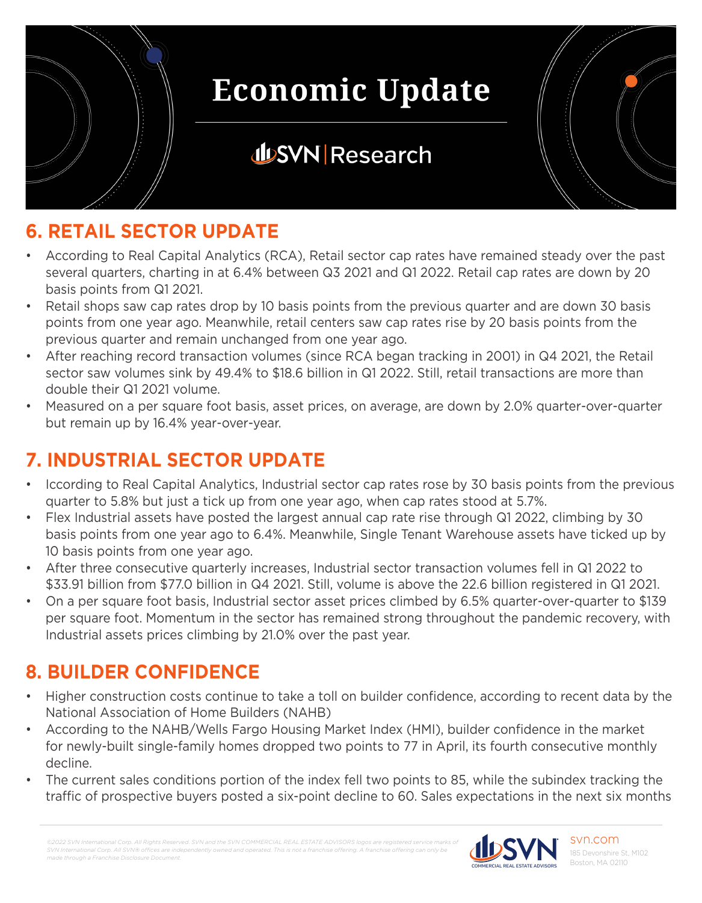# Economic Update

## 6. RETAIL SECTOR UPDATE

- According to Real Capital Analytics (RCA), Retail sector cap rates have remained steady over the past several quarters, charting in at 6.4% between Q3 2021 and Q1 2022. Retail cap rates are down by 20 basis points from Q1 2021.
- Retail shops saw cap rates drop by 10 basis points from the previous quarter and are down 30 basis points from one year ago. Meanwhile, retail centers saw cap rates rise by 20 basis points from the previous quarter and remain unchanged from one year ago.
- After reaching record transaction volumes (since RCA began tracking in 2001) in Q4 2021, the Retail sector saw volumes sink by 49.4% to $18.6 billion in Q1 2022. Still, retail transactions are more than double their Q1 2021 volume.
- Measured on a per square foot basis, asset prices, on average, are down by 2.0% quarter-over-quarter but remain up by 16.4% year-over-year.

## 7. INDUSTRIAL SECTOR UPDATE

- Iccording to Real Capital Analytics, Industrial sector cap rates rose by 30 basis points from the previous quarter to 5.8% but just a tick up from one year ago, when cap rates stood at 5.7%.
- Flex Industrial assets have posted the largest annual cap rate rise through Q1 2022, climbing by 30 basis points from one year ago to 6.4%. Meanwhile, Single Tenant Warehouse assets have ticked up by 10 basis points from one year ago.
- After three consecutive quarterly increases, Industrial sector transaction volumes fell in Q1 2022 to $33.91 billion from $77.0 billion in Q4 2021. Still, volume is above the 22.6 billion registered in Q1 2021.
- On a per square foot basis, Industrial sector asset prices climbed by 6.5% quarter-over-quarter to $139 per square foot. Momentum in the sector has remained strong throughout the pandemic recovery, with Industrial assets prices climbing by 21.0% over the past year.

## 8. BUILDER CONFIDENCE

- Higher construction costs continue to take a toll on builder confidence, according to recent data by the National Association of Home Builders (NAHB)
- According to the NAHB/Wells Fargo Housing Market Index (HMI), builder confidence in the market for newly-built single-family homes dropped two points to 77 in April, its fourth consecutive monthly decline.
- The current sales conditions portion of the index fell two points to 85, while the subindex tracking the traffic of prospective buyers posted a six-point decline to 60. Sales expectations in the next six months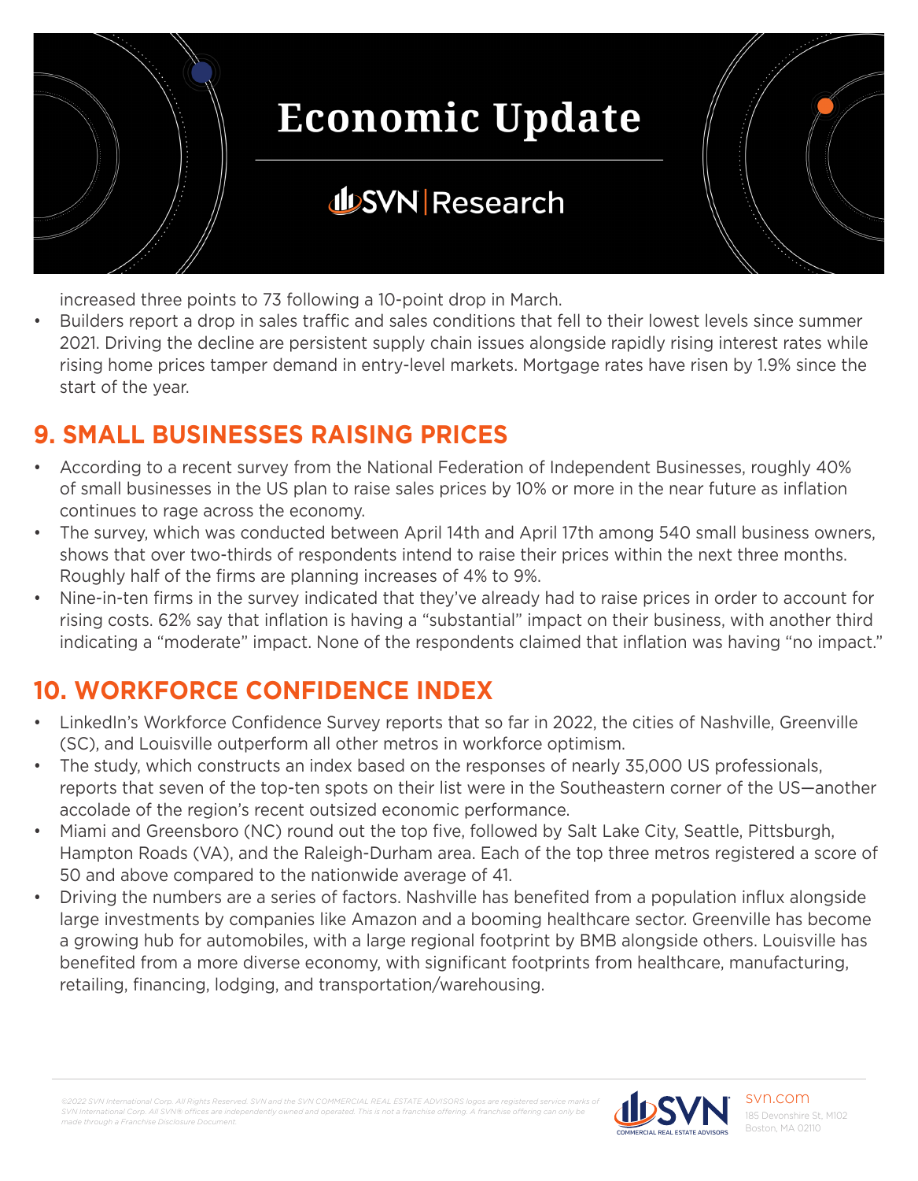increased three points to 73 following a 10-point drop in March.

- Builders report a drop in sales traffic and sales conditions that fell to their lowest levels since summer 2021. Driving the decline are persistent supply chain issues alongside rapidly rising interest rates while rising home prices tamper demand in entry-level markets. Mortgage rates have risen by 1.9% since the start of the year.

## 9. SMALL BUSINESSES RAISING PRICES

- According to a recent survey from the National Federation of Independent Businesses, roughly 40% of small businesses in the US plan to raise sales prices by 10% or more in the near future as inflation continues to rage across the economy.
- The survey, which was conducted between April 14th and April 17th among 540 small business owners, shows that over two-thirds of respondents intend to raise their prices within the next three months. Roughly half of the firms are planning increases of 4% to 9%.
- Nine-in-ten firms in the survey indicated that they've already had to raise prices in order to account for rising costs. 62% say that inflation is having a "substantial" impact on their business, with another third indicating a "moderate" impact. None of the respondents claimed that inflation was having "no impact."

## 10. WORKFORCE CONFIDENCE INDEX

- LinkedIn's Workforce Confidence Survey reports that so far in 2022, the cities of Nashville, Greenville (SC), and Louisville outperform all other metros in workforce optimism.
- The study, which constructs an index based on the responses of nearly 35,000 US professionals, reports that seven of the top-ten spots on their list were in the Southeastern corner of the US—another accolade of the region's recent outsized economic performance.
- Miami and Greensboro (NC) round out the top five, followed by Salt Lake City, Seattle, Pittsburgh, Hampton Roads (VA), and the Raleigh-Durham area. Each of the top three metros registered a score of 50 and above compared to the nationwide average of 41.
- Driving the numbers are a series of factors. Nashville has benefited from a population influx alongside large investments by companies like Amazon and a booming healthcare sector. Greenville has become a growing hub for automobiles, with a large regional footprint by BMB alongside others. Louisville has benefited from a more diverse economy, with significant footprints from healthcare, manufacturing, retailing, financing, lodging, and transportation/warehousing.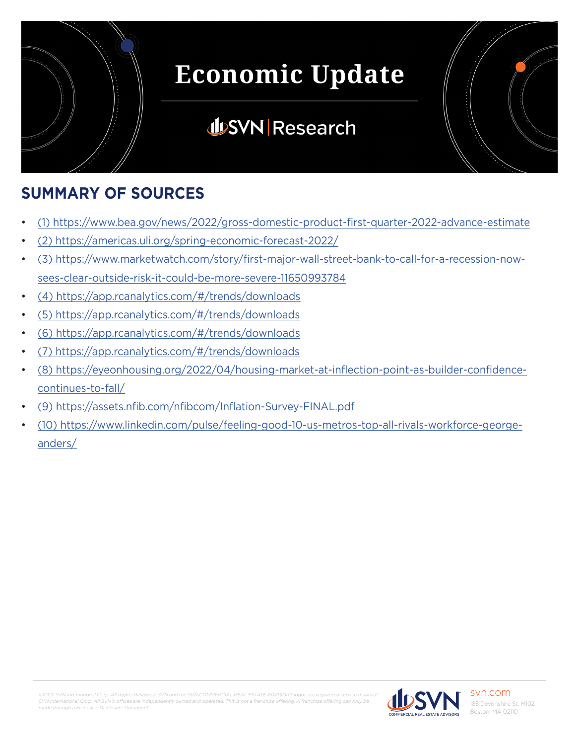# Economic Update

SVN | Research

## SUMMARY OF SOURCES

- (1) https://www.bea.gov/news/2022/gross-domestic-product-first-quarter-2022-advance-estimate
- (2) https://americas.uli.org/spring-economic-forecast-2022/
- (3) https://www.marketwatch.com/story/first-major-wall-street-bank-to-call-for-a-recession-now-sees-clear-outside-risk-it-could-be-more-severe-11650993784
- (4) https://app.rcanalytics.com/#/trends/downloads
- (5) https://app.rcanalytics.com/#/trends/downloads
- (6) https://app.rcanalytics.com/#/trends/downloads
- (7) https://app.rcanalytics.com/#/trends/downloads
- (8) https://eyeonhousing.org/2022/04/housing-market-at-inflection-point-as-builder-confidence-continues-to-fall/
- (9) https://assets.nfib.com/nfibcom/Inflation-Survey-FINAL.pdf
- (10) https://www.linkedin.com/pulse/feeling-good-10-us-metros-top-all-rivals-workforce-george-anders/

*©2022 SVN International Corp. All Rights Reserved. SVN and the SVN COMMERCIAL REAL ESTATE ADVISORS logos are registered service marks of SVN International Corp. All SVN® offices are independently owned and operated. This is not a franchise offering. A franchise offering can only be made through a Franchise Disclosure Document.*

SVN COMMERCIAL REAL ESTATE ADVISORS

svn.com
185 Devonshire St, M102
Boston, MA 02110